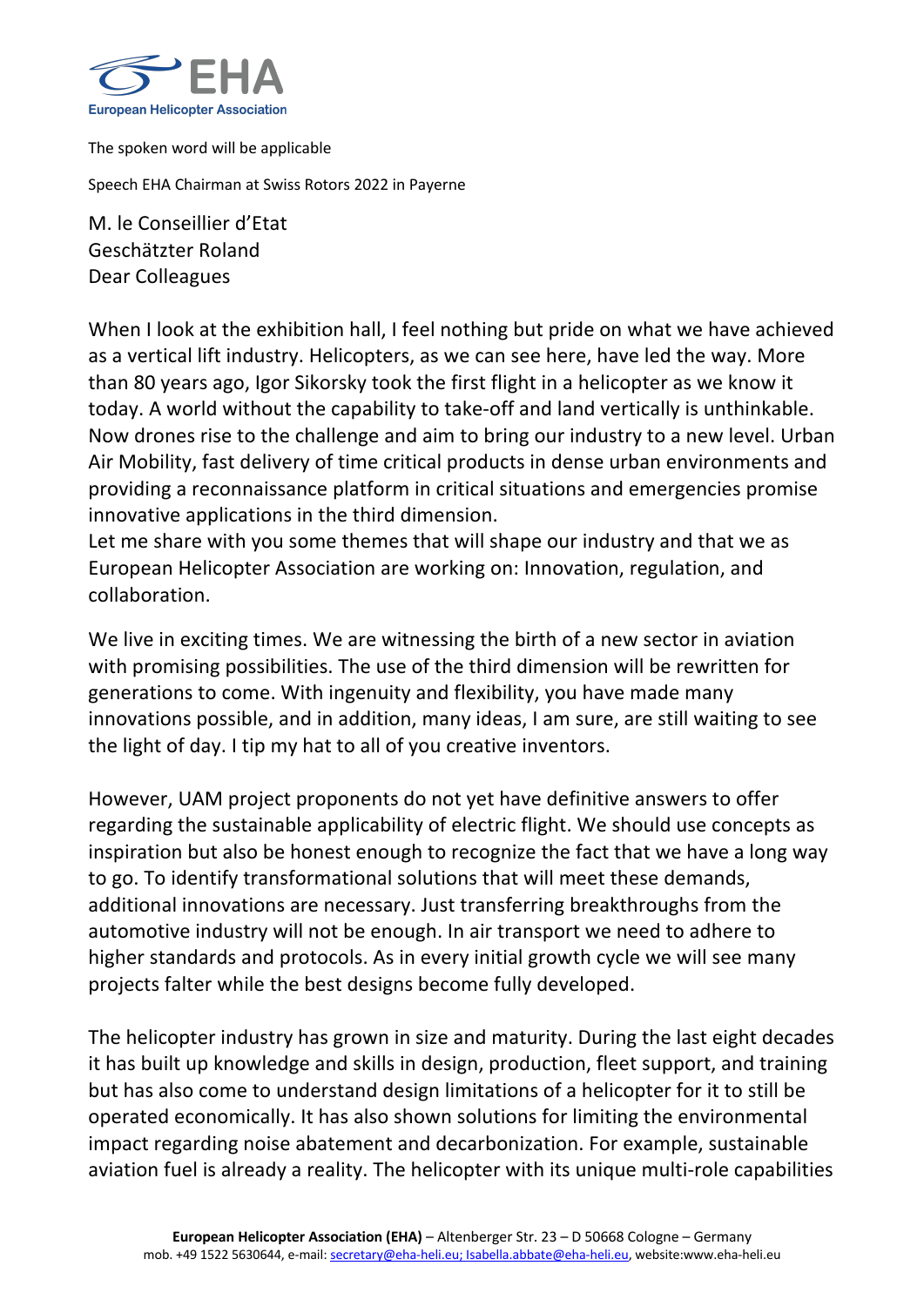The spoken word will be applicable

Speech EHA Chairman at Swiss Rotors 2022 in Payerne

M. le Conseillier d'Etat
Geschätzter Roland
Dear Colleagues

When I look at the exhibition hall, I feel nothing but pride on what we have achieved as a vertical lift industry. Helicopters, as we can see here, have led the way. More than 80 years ago, Igor Sikorsky took the first flight in a helicopter as we know it today. A world without the capability to take-off and land vertically is unthinkable. Now drones rise to the challenge and aim to bring our industry to a new level. Urban Air Mobility, fast delivery of time critical products in dense urban environments and providing a reconnaissance platform in critical situations and emergencies promise innovative applications in the third dimension.
Let me share with you some themes that will shape our industry and that we as European Helicopter Association are working on: Innovation, regulation, and collaboration.

We live in exciting times. We are witnessing the birth of a new sector in aviation with promising possibilities. The use of the third dimension will be rewritten for generations to come. With ingenuity and flexibility, you have made many innovations possible, and in addition, many ideas, I am sure, are still waiting to see the light of day. I tip my hat to all of you creative inventors.

However, UAM project proponents do not yet have definitive answers to offer regarding the sustainable applicability of electric flight. We should use concepts as inspiration but also be honest enough to recognize the fact that we have a long way to go. To identify transformational solutions that will meet these demands, additional innovations are necessary. Just transferring breakthroughs from the automotive industry will not be enough. In air transport we need to adhere to higher standards and protocols. As in every initial growth cycle we will see many projects falter while the best designs become fully developed.

The helicopter industry has grown in size and maturity. During the last eight decades it has built up knowledge and skills in design, production, fleet support, and training but has also come to understand design limitations of a helicopter for it to still be operated economically. It has also shown solutions for limiting the environmental impact regarding noise abatement and decarbonization. For example, sustainable aviation fuel is already a reality. The helicopter with its unique multi-role capabilities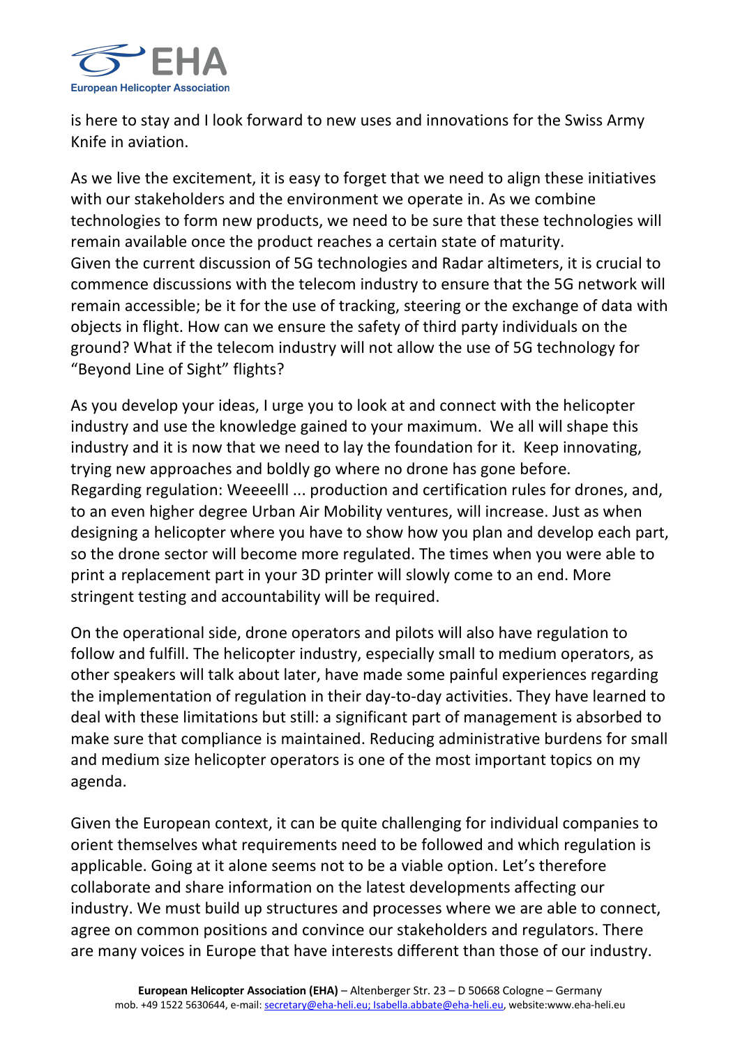is here to stay and I look forward to new uses and innovations for the Swiss Army Knife in aviation.

As we live the excitement, it is easy to forget that we need to align these initiatives with our stakeholders and the environment we operate in. As we combine technologies to form new products, we need to be sure that these technologies will remain available once the product reaches a certain state of maturity.
Given the current discussion of 5G technologies and Radar altimeters, it is crucial to commence discussions with the telecom industry to ensure that the 5G network will remain accessible; be it for the use of tracking, steering or the exchange of data with objects in flight. How can we ensure the safety of third party individuals on the ground? What if the telecom industry will not allow the use of 5G technology for "Beyond Line of Sight" flights?

As you develop your ideas, I urge you to look at and connect with the helicopter industry and use the knowledge gained to your maximum. We all will shape this industry and it is now that we need to lay the foundation for it. Keep innovating, trying new approaches and boldly go where no drone has gone before.
Regarding regulation: Weeeelll ... production and certification rules for drones, and, to an even higher degree Urban Air Mobility ventures, will increase. Just as when designing a helicopter where you have to show how you plan and develop each part, so the drone sector will become more regulated. The times when you were able to print a replacement part in your 3D printer will slowly come to an end. More stringent testing and accountability will be required.

On the operational side, drone operators and pilots will also have regulation to follow and fulfill. The helicopter industry, especially small to medium operators, as other speakers will talk about later, have made some painful experiences regarding the implementation of regulation in their day-to-day activities. They have learned to deal with these limitations but still: a significant part of management is absorbed to make sure that compliance is maintained. Reducing administrative burdens for small and medium size helicopter operators is one of the most important topics on my agenda.

Given the European context, it can be quite challenging for individual companies to orient themselves what requirements need to be followed and which regulation is applicable. Going at it alone seems not to be a viable option. Let's therefore collaborate and share information on the latest developments affecting our industry. We must build up structures and processes where we are able to connect, agree on common positions and convince our stakeholders and regulators. There are many voices in Europe that have interests different than those of our industry.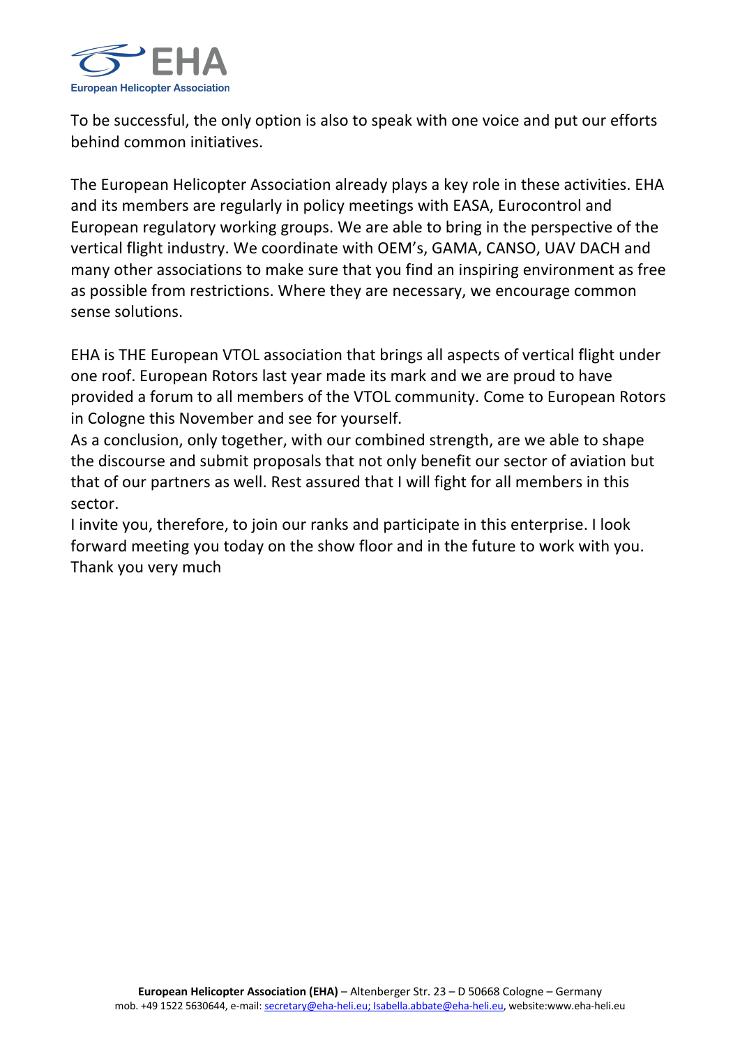To be successful, the only option is also to speak with one voice and put our efforts behind common initiatives.

The European Helicopter Association already plays a key role in these activities. EHA and its members are regularly in policy meetings with EASA, Eurocontrol and European regulatory working groups. We are able to bring in the perspective of the vertical flight industry. We coordinate with OEM's, GAMA, CANSO, UAV DACH and many other associations to make sure that you find an inspiring environment as free as possible from restrictions. Where they are necessary, we encourage common sense solutions.

EHA is THE European VTOL association that brings all aspects of vertical flight under one roof. European Rotors last year made its mark and we are proud to have provided a forum to all members of the VTOL community. Come to European Rotors in Cologne this November and see for yourself.

As a conclusion, only together, with our combined strength, are we able to shape the discourse and submit proposals that not only benefit our sector of aviation but that of our partners as well. Rest assured that I will fight for all members in this sector.

I invite you, therefore, to join our ranks and participate in this enterprise. I look forward meeting you today on the show floor and in the future to work with you.

Thank you very much